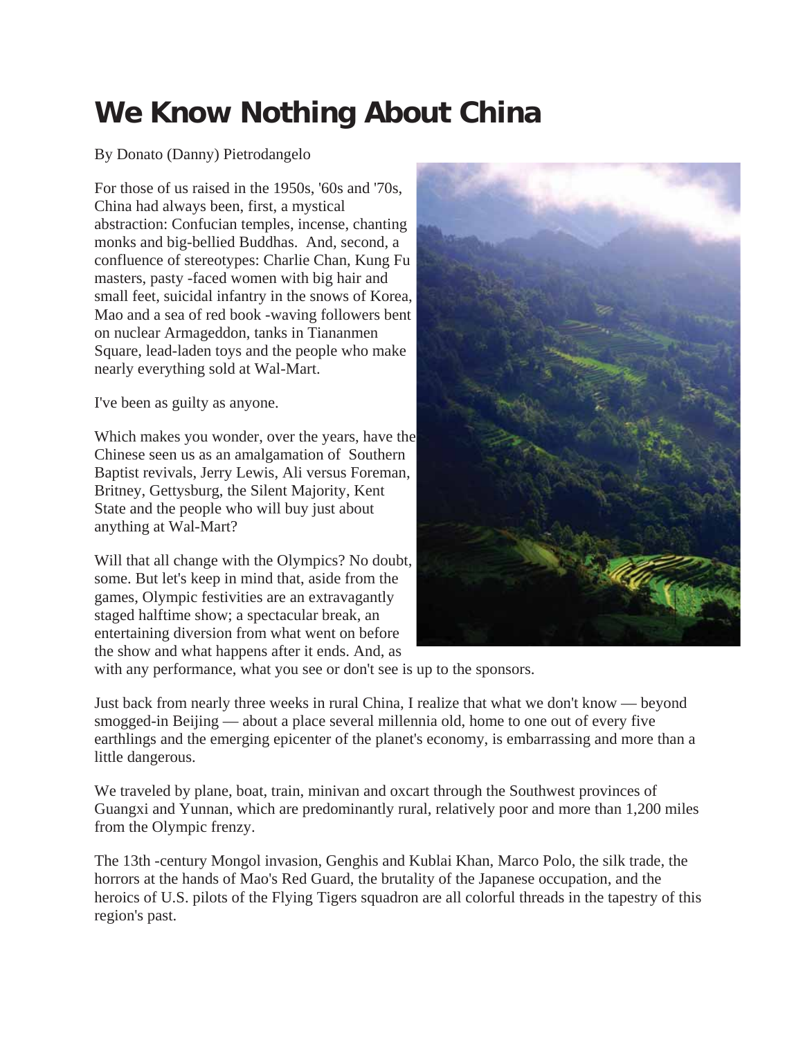# We Know Nothing About China

By Donato (Danny) Pietrodangelo

For those of us raised in the 1950s, '60s and '70s, China had always been, first, a mystical abstraction: Confucian temples, incense, chanting monks and big-bellied Buddhas. And, second, a confluence of stereotypes: Charlie Chan, Kung Fu masters, pasty -faced women with big hair and small feet, suicidal infantry in the snows of Korea, Mao and a sea of red book -waving followers bent on nuclear Armageddon, tanks in Tiananmen Square, lead-laden toys and the people who make nearly everything sold at Wal-Mart.

I've been as guilty as anyone.

Which makes you wonder, over the years, have the Chinese seen us as an amalgamation of Southern Baptist revivals, Jerry Lewis, Ali versus Foreman, Britney, Gettysburg, the Silent Majority, Kent State and the people who will buy just about anything at Wal-Mart?

Will that all change with the Olympics? No doubt, some. But let's keep in mind that, aside from the games, Olympic festivities are an extravagantly staged halftime show; a spectacular break, an entertaining diversion from what went on before the show and what happens after it ends. And, as with any performance, what you see or don't see is up to the sponsors.

Just back from nearly three weeks in rural China, I realize that what we don't know — beyond smogged-in Beijing — about a place several millennia old, home to one out of every five earthlings and the emerging epicenter of the planet's economy, is embarrassing and more than a little dangerous.

We traveled by plane, boat, train, minivan and oxcart through the Southwest provinces of Guangxi and Yunnan, which are predominantly rural, relatively poor and more than 1,200 miles from the Olympic frenzy.

The 13th -century Mongol invasion, Genghis and Kublai Khan, Marco Polo, the silk trade, the horrors at the hands of Mao's Red Guard, the brutality of the Japanese occupation, and the heroics of U.S. pilots of the Flying Tigers squadron are all colorful threads in the tapestry of this region's past.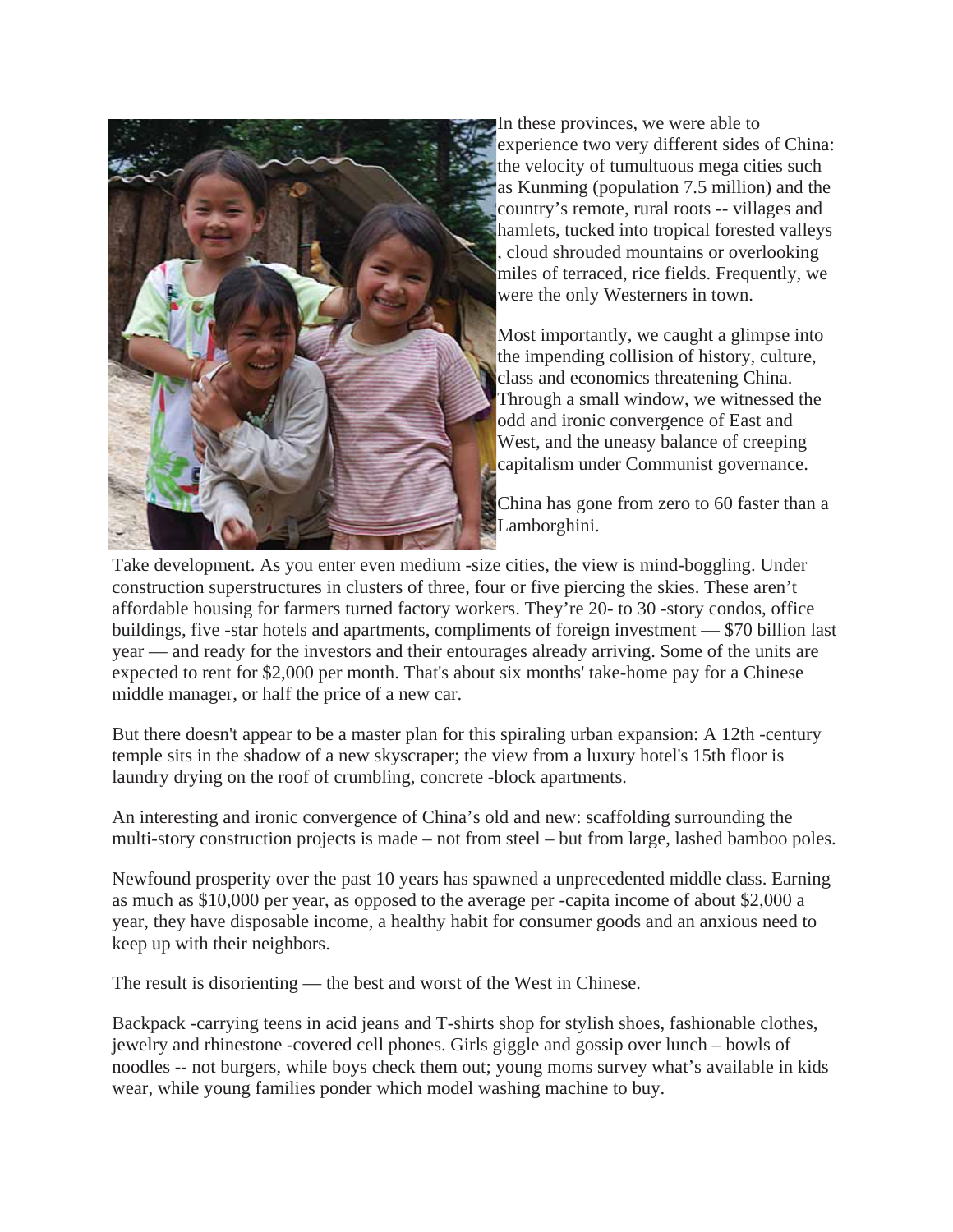In these provinces, we were able to experience two very different sides of China: the velocity of tumultuous mega cities such as Kunming (population 7.5 million) and the country's remote, rural roots -- villages and hamlets, tucked into tropical forested valleys , cloud shrouded mountains or overlooking miles of terraced, rice fields. Frequently, we were the only Westerners in town.

Most importantly, we caught a glimpse into the impending collision of history, culture, class and economics threatening China. Through a small window, we witnessed the odd and ironic convergence of East and West, and the uneasy balance of creeping capitalism under Communist governance.

China has gone from zero to 60 faster than a Lamborghini.

Take development. As you enter even medium -size cities, the view is mind-boggling. Under construction superstructures in clusters of three, four or five piercing the skies. These aren't affordable housing for farmers turned factory workers. They're 20- to 30 -story condos, office buildings, five -star hotels and apartments, compliments of foreign investment — $70 billion last year — and ready for the investors and their entourages already arriving. Some of the units are expected to rent for $2,000 per month. That's about six months' take-home pay for a Chinese middle manager, or half the price of a new car.

But there doesn't appear to be a master plan for this spiraling urban expansion: A 12th -century temple sits in the shadow of a new skyscraper; the view from a luxury hotel's 15th floor is laundry drying on the roof of crumbling, concrete -block apartments.

An interesting and ironic convergence of China's old and new: scaffolding surrounding the multi-story construction projects is made – not from steel – but from large, lashed bamboo poles.

Newfound prosperity over the past 10 years has spawned a unprecedented middle class. Earning as much as $10,000 per year, as opposed to the average per -capita income of about $2,000 a year, they have disposable income, a healthy habit for consumer goods and an anxious need to keep up with their neighbors.

The result is disorienting — the best and worst of the West in Chinese.

Backpack -carrying teens in acid jeans and T-shirts shop for stylish shoes, fashionable clothes, jewelry and rhinestone -covered cell phones. Girls giggle and gossip over lunch – bowls of noodles -- not burgers, while boys check them out; young moms survey what's available in kids wear, while young families ponder which model washing machine to buy.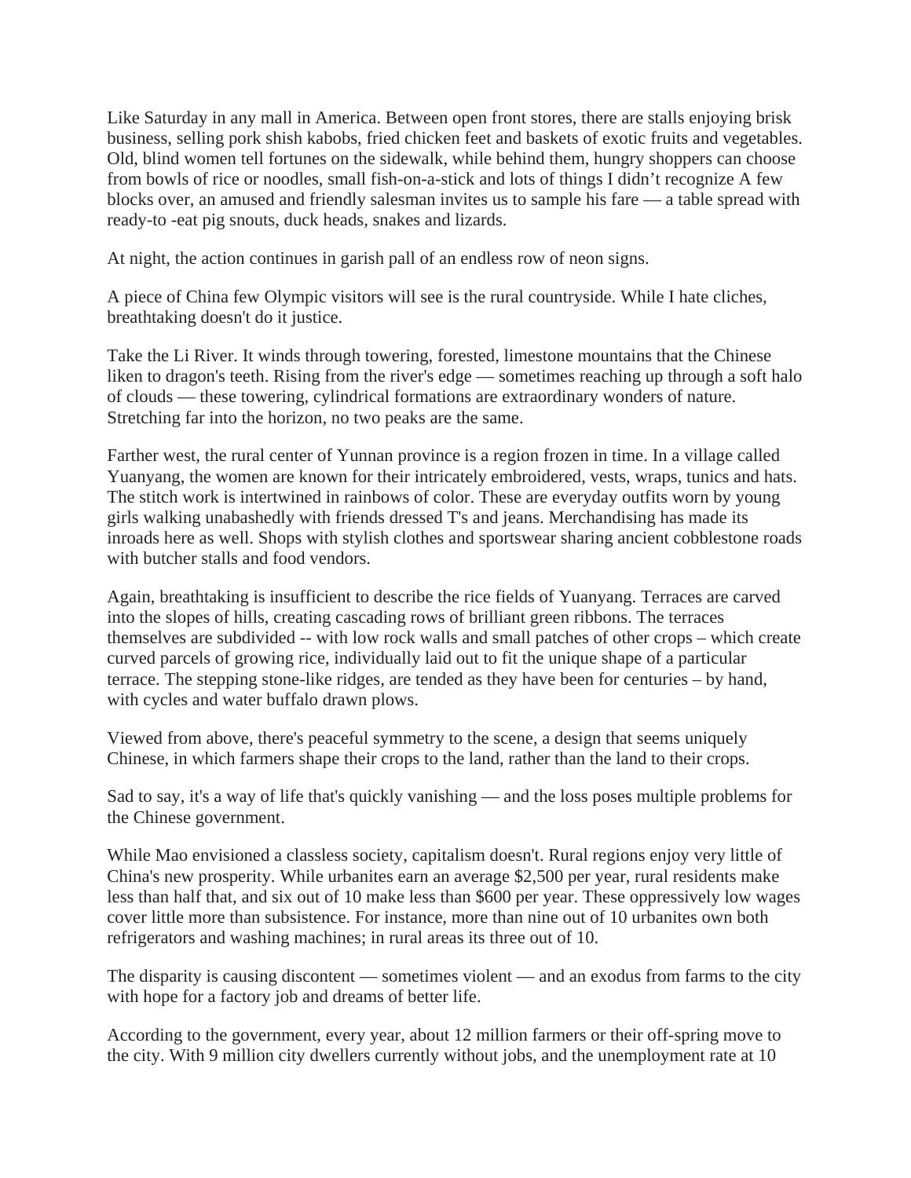Like Saturday in any mall in America. Between open front stores, there are stalls enjoying brisk business, selling pork shish kabobs, fried chicken feet and baskets of exotic fruits and vegetables. Old, blind women tell fortunes on the sidewalk, while behind them, hungry shoppers can choose from bowls of rice or noodles, small fish-on-a-stick and lots of things I didn't recognize A few blocks over, an amused and friendly salesman invites us to sample his fare — a table spread with ready-to -eat pig snouts, duck heads, snakes and lizards.

At night, the action continues in garish pall of an endless row of neon signs.

A piece of China few Olympic visitors will see is the rural countryside. While I hate cliches, breathtaking doesn't do it justice.

Take the Li River. It winds through towering, forested, limestone mountains that the Chinese liken to dragon's teeth. Rising from the river's edge — sometimes reaching up through a soft halo of clouds — these towering, cylindrical formations are extraordinary wonders of nature. Stretching far into the horizon, no two peaks are the same.

Farther west, the rural center of Yunnan province is a region frozen in time. In a village called Yuanyang, the women are known for their intricately embroidered, vests, wraps, tunics and hats. The stitch work is intertwined in rainbows of color. These are everyday outfits worn by young girls walking unabashedly with friends dressed T's and jeans. Merchandising has made its inroads here as well. Shops with stylish clothes and sportswear sharing ancient cobblestone roads with butcher stalls and food vendors.

Again, breathtaking is insufficient to describe the rice fields of Yuanyang. Terraces are carved into the slopes of hills, creating cascading rows of brilliant green ribbons. The terraces themselves are subdivided -- with low rock walls and small patches of other crops – which create curved parcels of growing rice, individually laid out to fit the unique shape of a particular terrace. The stepping stone-like ridges, are tended as they have been for centuries – by hand, with cycles and water buffalo drawn plows.

Viewed from above, there's peaceful symmetry to the scene, a design that seems uniquely Chinese, in which farmers shape their crops to the land, rather than the land to their crops.

Sad to say, it's a way of life that's quickly vanishing — and the loss poses multiple problems for the Chinese government.

While Mao envisioned a classless society, capitalism doesn't. Rural regions enjoy very little of China's new prosperity. While urbanites earn an average $2,500 per year, rural residents make less than half that, and six out of 10 make less than $600 per year. These oppressively low wages cover little more than subsistence. For instance, more than nine out of 10 urbanites own both refrigerators and washing machines; in rural areas its three out of 10.

The disparity is causing discontent — sometimes violent — and an exodus from farms to the city with hope for a factory job and dreams of better life.

According to the government, every year, about 12 million farmers or their off-spring move to the city. With 9 million city dwellers currently without jobs, and the unemployment rate at 10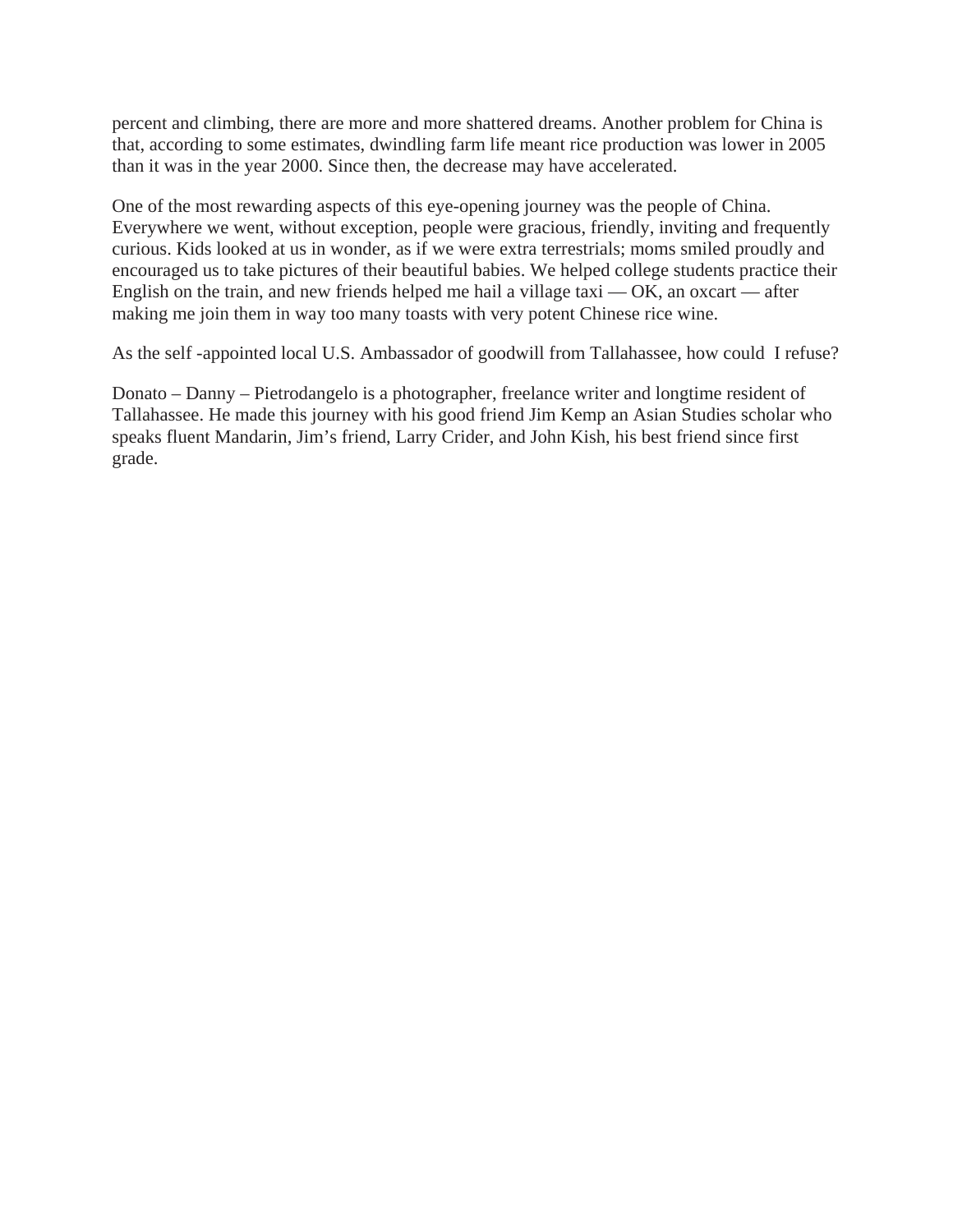percent and climbing, there are more and more shattered dreams. Another problem for China is that, according to some estimates, dwindling farm life meant rice production was lower in 2005 than it was in the year 2000. Since then, the decrease may have accelerated.

One of the most rewarding aspects of this eye-opening journey was the people of China. Everywhere we went, without exception, people were gracious, friendly, inviting and frequently curious. Kids looked at us in wonder, as if we were extra terrestrials; moms smiled proudly and encouraged us to take pictures of their beautiful babies. We helped college students practice their English on the train, and new friends helped me hail a village taxi — OK, an oxcart — after making me join them in way too many toasts with very potent Chinese rice wine.

As the self -appointed local U.S. Ambassador of goodwill from Tallahassee, how could I refuse?

Donato – Danny – Pietrodangelo is a photographer, freelance writer and longtime resident of Tallahassee. He made this journey with his good friend Jim Kemp an Asian Studies scholar who speaks fluent Mandarin, Jim's friend, Larry Crider, and John Kish, his best friend since first grade.